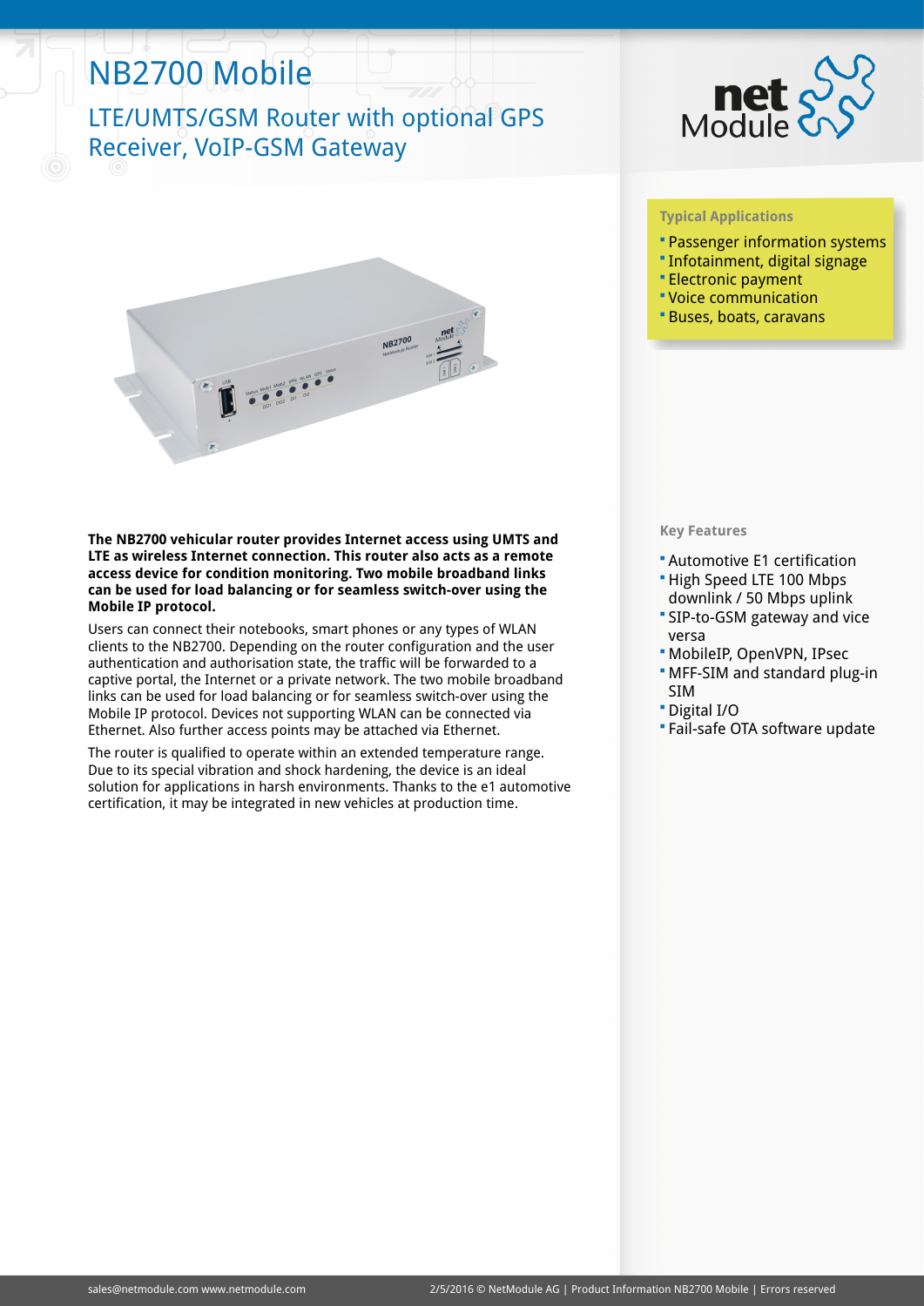# NB2700 Mobile

## LTE/UMTS/GSM Router with optional GPS Receiver, VoIP-GSM Gateway

### Typical Applications

- Passenger information systems
- Infotainment, digital signage
- Electronic payment
- Voice communication
- Buses, boats, caravans

**The NB2700 vehicular router provides Internet access using UMTS and LTE as wireless Internet connection. This router also acts as a remote access device for condition monitoring. Two mobile broadband links can be used for load balancing or for seamless switch-over using the Mobile IP protocol.**

Users can connect their notebooks, smart phones or any types of WLAN clients to the NB2700. Depending on the router configuration and the user authentication and authorisation state, the traffic will be forwarded to a captive portal, the Internet or a private network. The two mobile broadband links can be used for load balancing or for seamless switch-over using the Mobile IP protocol. Devices not supporting WLAN can be connected via Ethernet. Also further access points may be attached via Ethernet.

The router is qualified to operate within an extended temperature range. Due to its special vibration and shock hardening, the device is an ideal solution for applications in harsh environments. Thanks to the e1 automotive certification, it may be integrated in new vehicles at production time.

### Key Features

- Automotive E1 certification
- High Speed LTE 100 Mbps downlink / 50 Mbps uplink
- SIP-to-GSM gateway and vice versa
- MobileIP, OpenVPN, IPsec
- MFF-SIM and standard plug-in SIM
- Digital I/O
- Fail-safe OTA software update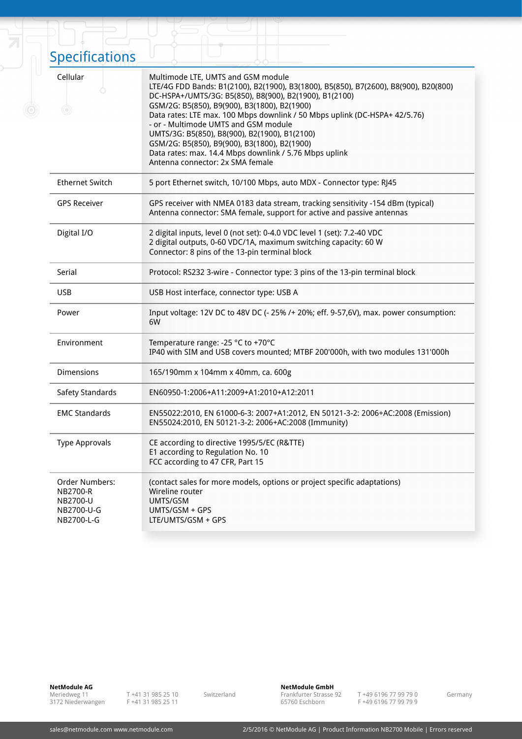## Specifications

| | |
|---|---|
| Cellular | Multimode LTE, UMTS and GSM module<br>LTE/4G FDD Bands: B1(2100), B2(1900), B3(1800), B5(850), B7(2600), B8(900), B20(800)<br>DC-HSPA+/UMTS/3G: B5(850), B8(900), B2(1900), B1(2100)<br>GSM/2G: B5(850), B9(900), B3(1800), B2(1900)<br>Data rates: LTE max. 100 Mbps downlink / 50 Mbps uplink (DC-HSPA+ 42/5.76)<br>- or - Multimode UMTS and GSM module<br>UMTS/3G: B5(850), B8(900), B2(1900), B1(2100)<br>GSM/2G: B5(850), B9(900), B3(1800), B2(1900)<br>Data rates: max. 14.4 Mbps downlink / 5.76 Mbps uplink<br>Antenna connector: 2x SMA female |
| Ethernet Switch | 5 port Ethernet switch, 10/100 Mbps, auto MDX - Connector type: RJ45 |
| GPS Receiver | GPS receiver with NMEA 0183 data stream, tracking sensitivity -154 dBm (typical)<br>Antenna connector: SMA female, support for active and passive antennas |
| Digital I/O | 2 digital inputs, level 0 (not set): 0-4.0 VDC level 1 (set): 7.2-40 VDC<br>2 digital outputs, 0-60 VDC/1A, maximum switching capacity: 60 W<br>Connector: 8 pins of the 13-pin terminal block |
| Serial | Protocol: RS232 3-wire - Connector type: 3 pins of the 13-pin terminal block |
| USB | USB Host interface, connector type: USB A |
| Power | Input voltage: 12V DC to 48V DC (- 25% /+ 20%; eff. 9-57,6V), max. power consumption: 6W |
| Environment | Temperature range: -25 °C to +70°C<br>IP40 with SIM and USB covers mounted; MTBF 200'000h, with two modules 131'000h |
| Dimensions | 165/190mm x 104mm x 40mm, ca. 600g |
| Safety Standards | EN60950-1:2006+A11:2009+A1:2010+A12:2011 |
| EMC Standards | EN55022:2010, EN 61000-6-3: 2007+A1:2012, EN 50121-3-2: 2006+AC:2008 (Emission)<br>EN55024:2010, EN 50121-3-2: 2006+AC:2008 (Immunity) |
| Type Approvals | CE according to directive 1995/5/EC (R&TTE)<br>E1 according to Regulation No. 10<br>FCC according to 47 CFR, Part 15 |
| Order Numbers:<br>NB2700-R<br>NB2700-U<br>NB2700-U-G<br>NB2700-L-G | (contact sales for more models, options or project specific adaptations)<br>Wireline router<br>UMTS/GSM<br>UMTS/GSM + GPS<br>LTE/UMTS/GSM + GPS |

**NetModule AG**
Meriedweg 11
3172 Niederwangen
T +41 31 985 25 10
F +41 31 985 25 11
Switzerland

**NetModule GmbH**
Frankfurter Strasse 92
65760 Eschborn
T +49 6196 77 99 79 0
F +49 6196 77 99 79 9
Germany

sales@netmodule.com www.netmodule.com

2/5/2016 © NetModule AG | Product Information NB2700 Mobile | Errors reserved